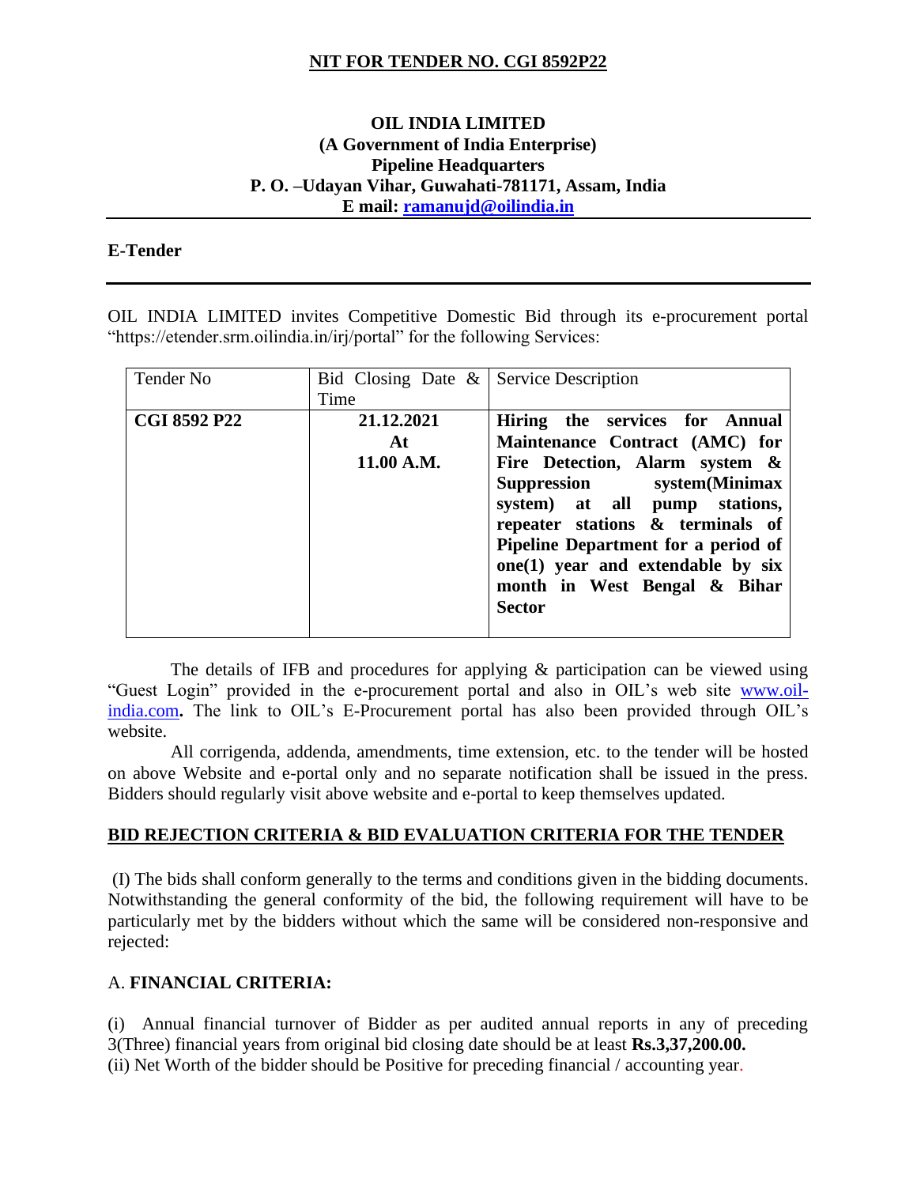## NIT FOR TENDER NO. CGI 8592P22

**OIL INDIA LIMITED**
**(A Government of India Enterprise)**
**Pipeline Headquarters**
**P. O. –Udayan Vihar, Guwahati-781171, Assam, India**
**E mail: ramanujd@oilindia.in**

**E-Tender**

OIL INDIA LIMITED invites Competitive Domestic Bid through its e-procurement portal "https://etender.srm.oilindia.in/irj/portal" for the following Services:

| Tender No | Bid Closing Date & Time | Service Description |
|---|---|---|
| **CGI 8592 P22** | **21.12.2021 At 11.00 A.M.** | **Hiring the services for Annual Maintenance Contract (AMC) for Fire Detection, Alarm system & Suppression system(Minimax system) at all pump stations, repeater stations & terminals of Pipeline Department for a period of one(1) year and extendable by six month in West Bengal & Bihar Sector** |

The details of IFB and procedures for applying & participation can be viewed using "Guest Login" provided in the e-procurement portal and also in OIL's web site www.oil-india.com**.** The link to OIL's E-Procurement portal has also been provided through OIL's website.

All corrigenda, addenda, amendments, time extension, etc. to the tender will be hosted on above Website and e-portal only and no separate notification shall be issued in the press. Bidders should regularly visit above website and e-portal to keep themselves updated.

**BID REJECTION CRITERIA & BID EVALUATION CRITERIA FOR THE TENDER**

(I) The bids shall conform generally to the terms and conditions given in the bidding documents. Notwithstanding the general conformity of the bid, the following requirement will have to be particularly met by the bidders without which the same will be considered non-responsive and rejected:

A. **FINANCIAL CRITERIA:**

(i) Annual financial turnover of Bidder as per audited annual reports in any of preceding 3(Three) financial years from original bid closing date should be at least **Rs.3,37,200.00.**
(ii) Net Worth of the bidder should be Positive for preceding financial / accounting year.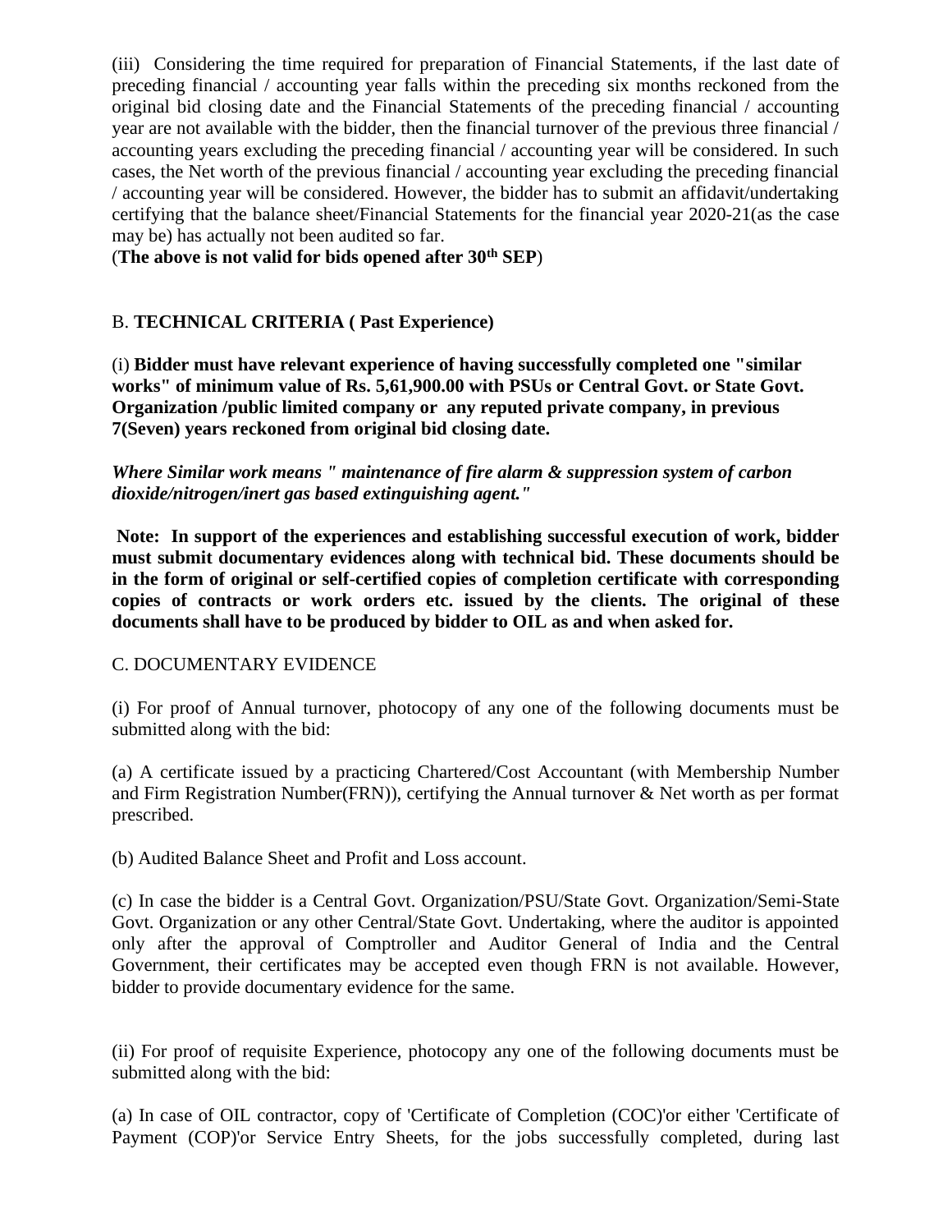(iii) Considering the time required for preparation of Financial Statements, if the last date of preceding financial / accounting year falls within the preceding six months reckoned from the original bid closing date and the Financial Statements of the preceding financial / accounting year are not available with the bidder, then the financial turnover of the previous three financial / accounting years excluding the preceding financial / accounting year will be considered. In such cases, the Net worth of the previous financial / accounting year excluding the preceding financial / accounting year will be considered. However, the bidder has to submit an affidavit/undertaking certifying that the balance sheet/Financial Statements for the financial year 2020-21(as the case may be) has actually not been audited so far.

(**The above is not valid for bids opened after 30th SEP**)

B. **TECHNICAL CRITERIA ( Past Experience)**

(i) **Bidder must have relevant experience of having successfully completed one "similar works" of minimum value of Rs. 5,61,900.00 with PSUs or Central Govt. or State Govt. Organization /public limited company or any reputed private company, in previous 7(Seven) years reckoned from original bid closing date.**

***Where Similar work means " maintenance of fire alarm & suppression system of carbon dioxide/nitrogen/inert gas based extinguishing agent."***

**Note: In support of the experiences and establishing successful execution of work, bidder must submit documentary evidences along with technical bid. These documents should be in the form of original or self-certified copies of completion certificate with corresponding copies of contracts or work orders etc. issued by the clients. The original of these documents shall have to be produced by bidder to OIL as and when asked for.**

C. DOCUMENTARY EVIDENCE

(i) For proof of Annual turnover, photocopy of any one of the following documents must be submitted along with the bid:

(a) A certificate issued by a practicing Chartered/Cost Accountant (with Membership Number and Firm Registration Number(FRN)), certifying the Annual turnover & Net worth as per format prescribed.

(b) Audited Balance Sheet and Profit and Loss account.

(c) In case the bidder is a Central Govt. Organization/PSU/State Govt. Organization/Semi-State Govt. Organization or any other Central/State Govt. Undertaking, where the auditor is appointed only after the approval of Comptroller and Auditor General of India and the Central Government, their certificates may be accepted even though FRN is not available. However, bidder to provide documentary evidence for the same.

(ii) For proof of requisite Experience, photocopy any one of the following documents must be submitted along with the bid:

(a) In case of OIL contractor, copy of 'Certificate of Completion (COC)'or either 'Certificate of Payment (COP)'or Service Entry Sheets, for the jobs successfully completed, during last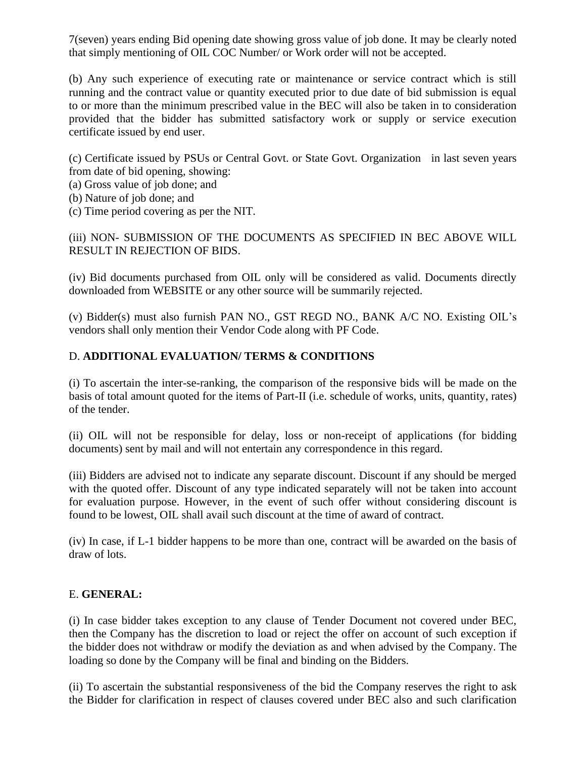7(seven) years ending Bid opening date showing gross value of job done. It may be clearly noted that simply mentioning of OIL COC Number/ or Work order will not be accepted.

(b) Any such experience of executing rate or maintenance or service contract which is still running and the contract value or quantity executed prior to due date of bid submission is equal to or more than the minimum prescribed value in the BEC will also be taken in to consideration provided that the bidder has submitted satisfactory work or supply or service execution certificate issued by end user.

(c) Certificate issued by PSUs or Central Govt. or State Govt. Organization in last seven years from date of bid opening, showing:
(a) Gross value of job done; and
(b) Nature of job done; and
(c) Time period covering as per the NIT.

(iii) NON- SUBMISSION OF THE DOCUMENTS AS SPECIFIED IN BEC ABOVE WILL RESULT IN REJECTION OF BIDS.

(iv) Bid documents purchased from OIL only will be considered as valid. Documents directly downloaded from WEBSITE or any other source will be summarily rejected.

(v) Bidder(s) must also furnish PAN NO., GST REGD NO., BANK A/C NO. Existing OIL's vendors shall only mention their Vendor Code along with PF Code.

D. **ADDITIONAL EVALUATION/ TERMS & CONDITIONS**

(i) To ascertain the inter-se-ranking, the comparison of the responsive bids will be made on the basis of total amount quoted for the items of Part-II (i.e. schedule of works, units, quantity, rates) of the tender.

(ii) OIL will not be responsible for delay, loss or non-receipt of applications (for bidding documents) sent by mail and will not entertain any correspondence in this regard.

(iii) Bidders are advised not to indicate any separate discount. Discount if any should be merged with the quoted offer. Discount of any type indicated separately will not be taken into account for evaluation purpose. However, in the event of such offer without considering discount is found to be lowest, OIL shall avail such discount at the time of award of contract.

(iv) In case, if L-1 bidder happens to be more than one, contract will be awarded on the basis of draw of lots.

E. **GENERAL:**

(i) In case bidder takes exception to any clause of Tender Document not covered under BEC, then the Company has the discretion to load or reject the offer on account of such exception if the bidder does not withdraw or modify the deviation as and when advised by the Company. The loading so done by the Company will be final and binding on the Bidders.

(ii) To ascertain the substantial responsiveness of the bid the Company reserves the right to ask the Bidder for clarification in respect of clauses covered under BEC also and such clarification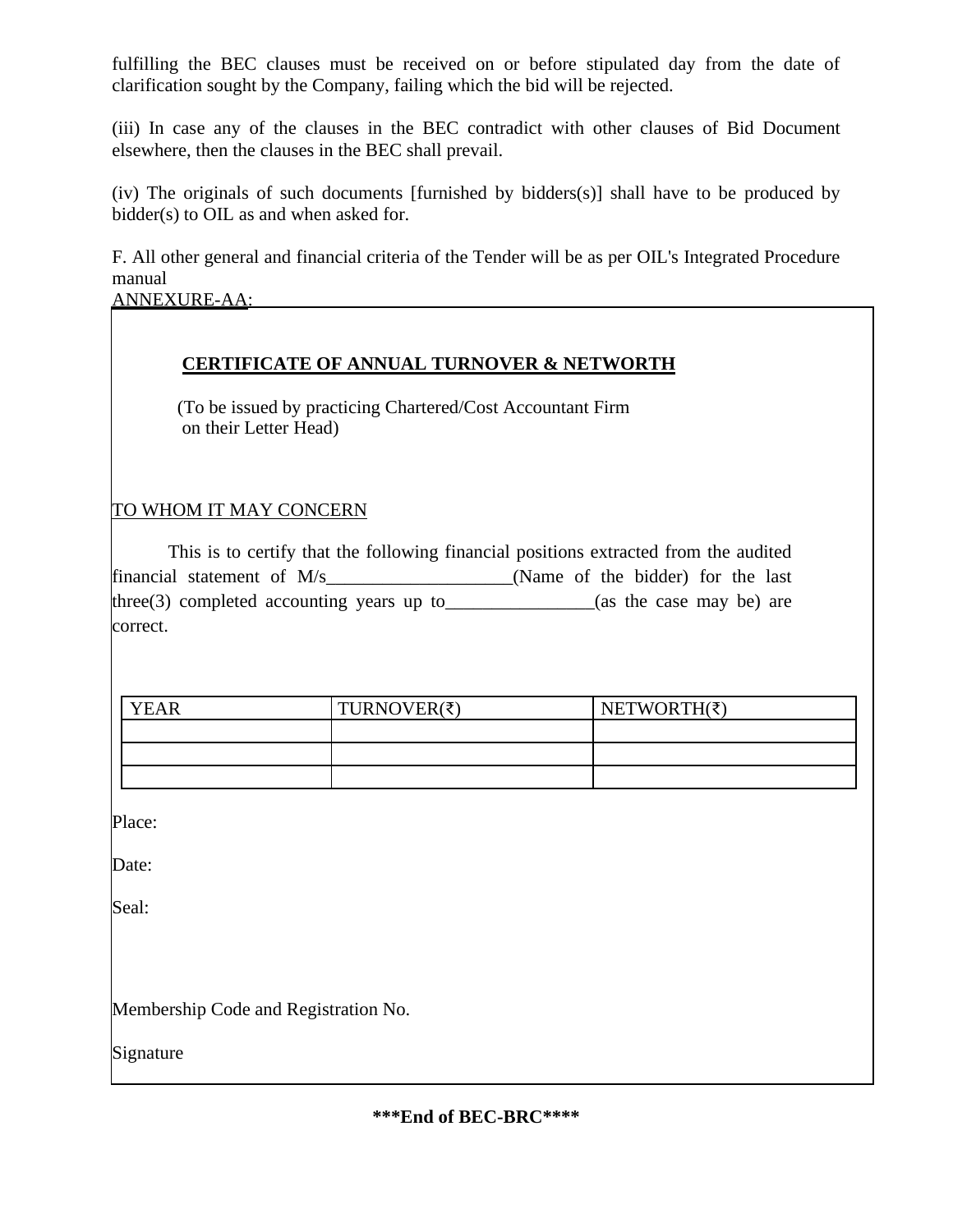fulfilling the BEC clauses must be received on or before stipulated day from the date of clarification sought by the Company, failing which the bid will be rejected.

(iii) In case any of the clauses in the BEC contradict with other clauses of Bid Document elsewhere, then the clauses in the BEC shall prevail.

(iv) The originals of such documents [furnished by bidders(s)] shall have to be produced by bidder(s) to OIL as and when asked for.

F. All other general and financial criteria of the Tender will be as per OIL's Integrated Procedure manual

ANNEXURE-AA:

**CERTIFICATE OF ANNUAL TURNOVER & NETWORTH**

(To be issued by practicing Chartered/Cost Accountant Firm on their Letter Head)

TO WHOM IT MAY CONCERN

This is to certify that the following financial positions extracted from the audited financial statement of M/s___________________(Name of the bidder) for the last three(3) completed accounting years up to________________(as the case may be) are correct.

| YEAR | TURNOVER(₹) | NETWORTH(₹) |
|---|---|---|
| | | |
| | | |
| | | |

Place:

Date:

Seal:

Membership Code and Registration No.

Signature

**\*\*\*End of BEC-BRC\*\*\*\***